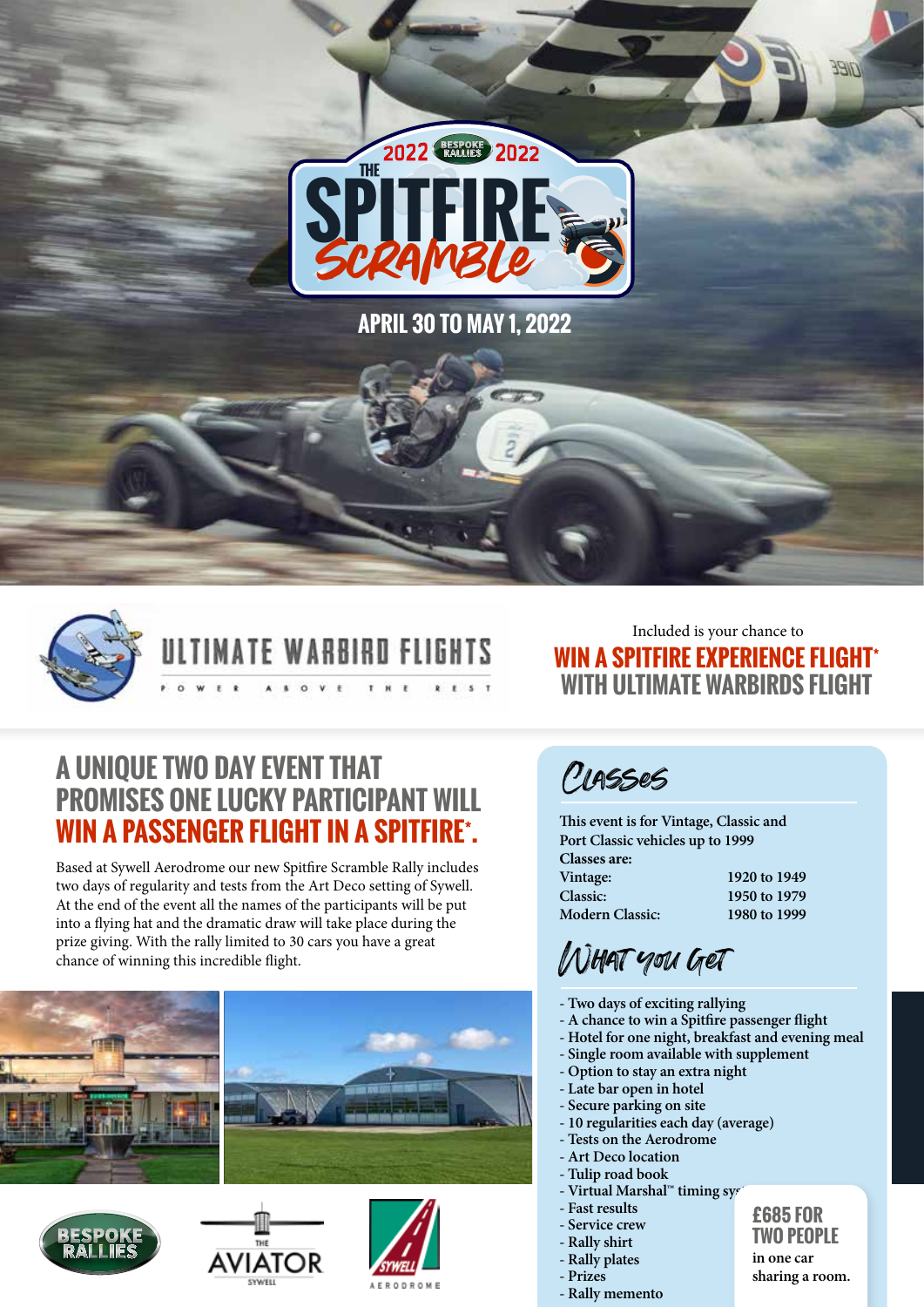# 2022 BESPOKE RALLIES 2022

# THE SPITFIRE SCRAMBLE

## APRIL 30 TO MAY 1, 2022

ULTIMATE WARBIRD FLIGHTS

POWER ABOVE THE REST

Included is your chance to

**WIN A SPITFIRE EXPERIENCE FLIGHT* WITH ULTIMATE WARBIRDS FLIGHT**

## A UNIQUE TWO DAY EVENT THAT PROMISES ONE LUCKY PARTICIPANT WILL WIN A PASSENGER FLIGHT IN A SPITFIRE*.

Based at Sywell Aerodrome our new Spitfire Scramble Rally includes two days of regularity and tests from the Art Deco setting of Sywell. At the end of the event all the names of the participants will be put into a flying hat and the dramatic draw will take place during the prize giving. With the rally limited to 30 cars you have a great chance of winning this incredible flight.

## Classes

**This event is for Vintage, Classic and Port Classic vehicles up to 1999**

**Classes are:**

| | |
|---|---|
| Vintage: | 1920 to 1949 |
| Classic: | 1950 to 1979 |
| Modern Classic: | 1980 to 1999 |

## What you Get

- Two days of exciting rallying
- A chance to win a Spitfire passenger flight
- Hotel for one night, breakfast and evening meal
- Single room available with supplement
- Option to stay an extra night
- Late bar open in hotel
- Secure parking on site
- 10 regularities each day (average)
- Tests on the Aerodrome
- Art Deco location
- Tulip road book
- Virtual Marshal™ timing sys
- Fast results
- Service crew
- Rally shirt
- Rally plates
- Prizes
- Rally memento

**£685 FOR TWO PEOPLE**

in one car sharing a room.

BESPOKE RALLIES

THE AVIATOR SYWELL

SYWELL AERODROME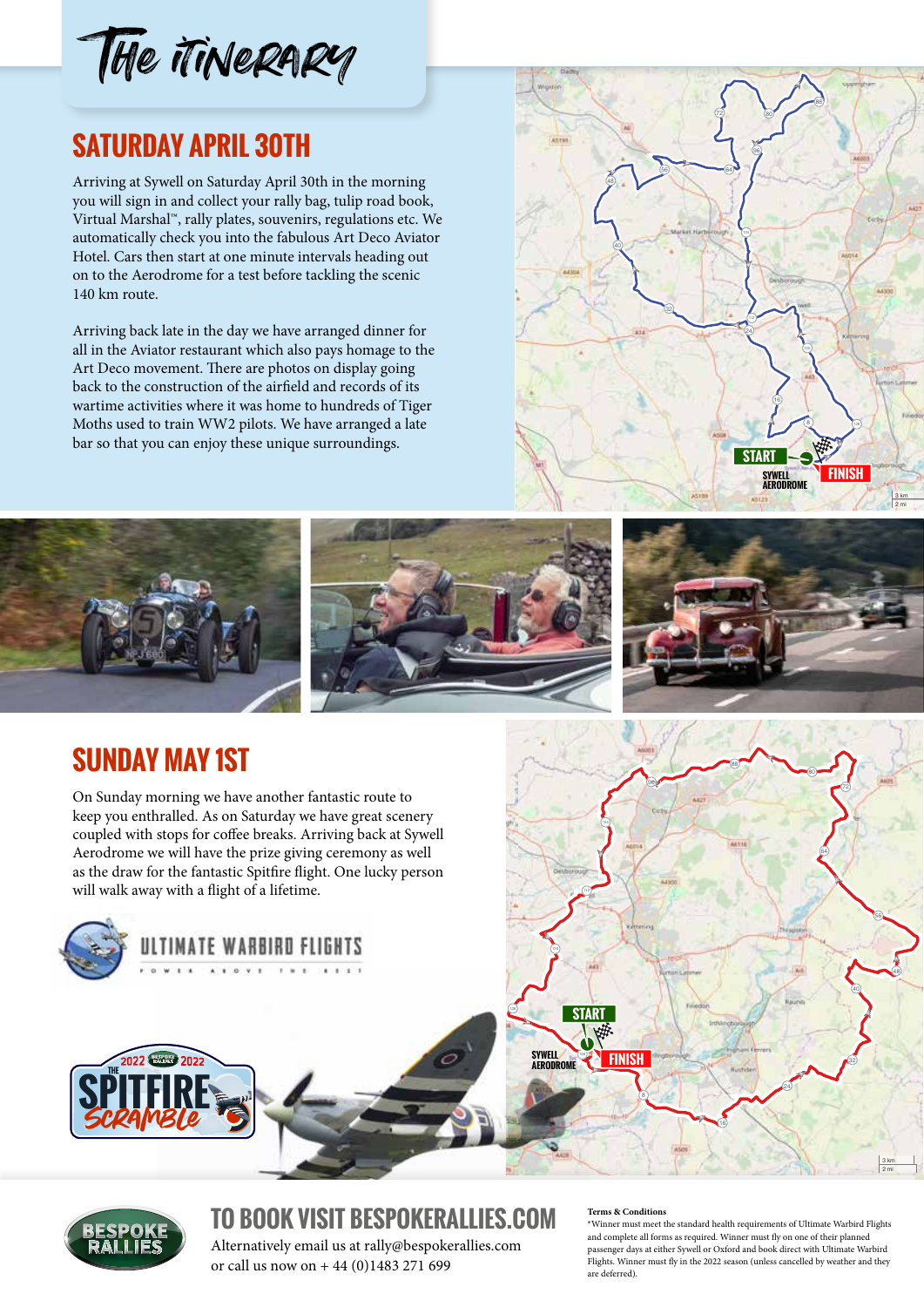# The itinerary

## SATURDAY APRIL 30TH

Arriving at Sywell on Saturday April 30th in the morning you will sign in and collect your rally bag, tulip road book, Virtual Marshal™, rally plates, souvenirs, regulations etc. We automatically check you into the fabulous Art Deco Aviator Hotel. Cars then start at one minute intervals heading out on to the Aerodrome for a test before tackling the scenic 140 km route.

Arriving back late in the day we have arranged dinner for all in the Aviator restaurant which also pays homage to the Art Deco movement. There are photos on display going back to the construction of the airfield and records of its wartime activities where it was home to hundreds of Tiger Moths used to train WW2 pilots. We have arranged a late bar so that you can enjoy these unique surroundings.

START
FINISH
SYWELL AERODROME

## SUNDAY MAY 1ST

On Sunday morning we have another fantastic route to keep you enthralled. As on Saturday we have great scenery coupled with stops for coffee breaks. Arriving back at Sywell Aerodrome we will have the prize giving ceremony as well as the draw for the fantastic Spitfire flight. One lucky person will walk away with a flight of a lifetime.

ULTIMATE WARBIRD FLIGHTS
POWER ABOVE THE REST

2022 THE SPITFIRE SCRAMBLE 2022

START
FINISH
SYWELL AERODROME

BESPOKE RALLIES

## TO BOOK VISIT BESPOKERALLIES.COM

Alternatively email us at rally@bespokerallies.com
or call us now on + 44 (0)1483 271 699

**Terms & Conditions**

*Winner must meet the standard health requirements of Ultimate Warbird Flights and complete all forms as required. Winner must fly on one of their planned passenger days at either Sywell or Oxford and book direct with Ultimate Warbird Flights. Winner must fly in the 2022 season (unless cancelled by weather and they are deferred).